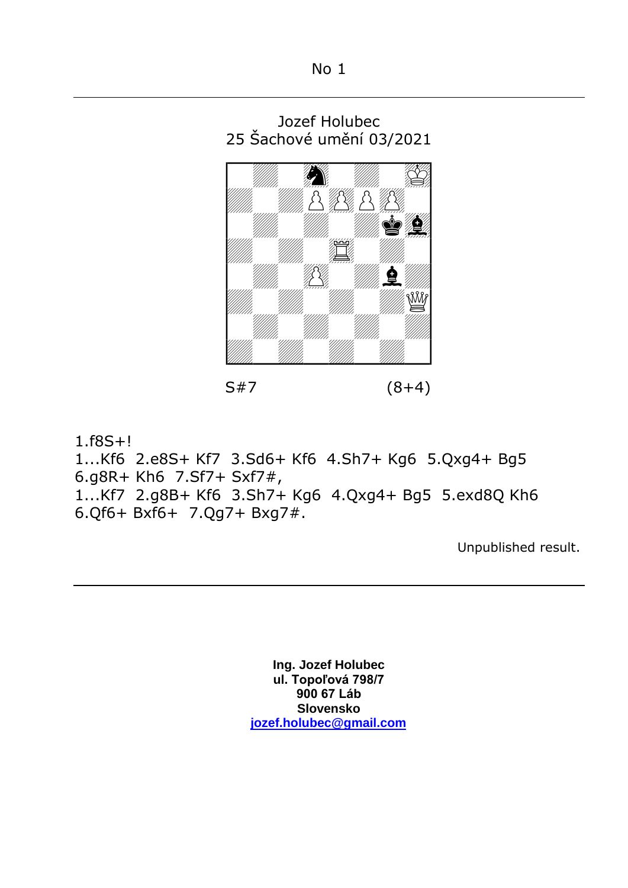No 1

---

Jozef Holubec
25 Šachové umění 03/2021

S#7 (8+4)

1.f8S+!
1...Kf6 2.e8S+ Kf7 3.Sd6+ Kf6 4.Sh7+ Kg6 5.Qxg4+ Bg5 6.g8R+ Kh6 7.Sf7+ Sxf7#,
1...Kf7 2.g8B+ Kf6 3.Sh7+ Kg6 4.Qxg4+ Bg5 5.exd8Q Kh6 6.Qf6+ Bxf6+ 7.Qg7+ Bxg7#.

Unpublished result.

---

**Ing. Jozef Holubec**
**ul. Topoľová 798/7**
**900 67 Láb**
**Slovensko**
**jozef.holubec@gmail.com**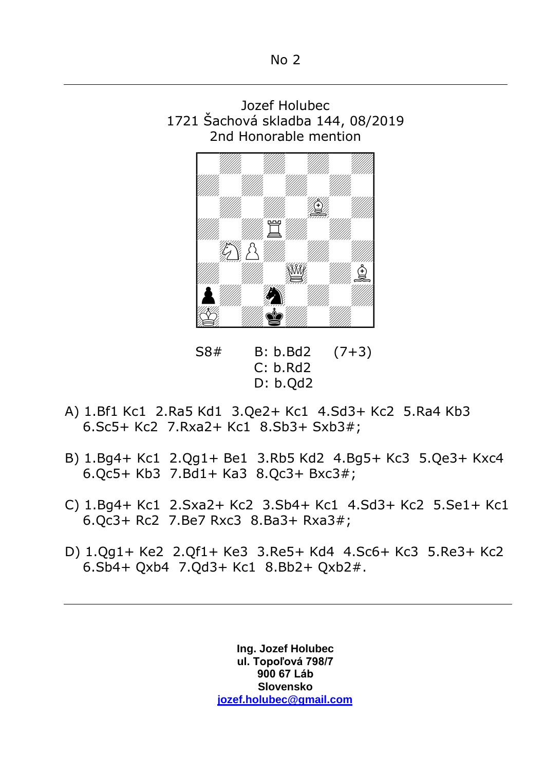No 2

---

Jozef Holubec
1721 Šachová skladba 144, 08/2019
2nd Honorable mention

S8# B: b.Bd2 (7+3)
C: b.Rd2
D: b.Qd2

A) 1.Bf1 Kc1 2.Ra5 Kd1 3.Qe2+ Kc1 4.Sd3+ Kc2 5.Ra4 Kb3 6.Sc5+ Kc2 7.Rxa2+ Kc1 8.Sb3+ Sxb3#;

B) 1.Bg4+ Kc1 2.Qg1+ Be1 3.Rb5 Kd2 4.Bg5+ Kc3 5.Qe3+ Kxc4 6.Qc5+ Kb3 7.Bd1+ Ka3 8.Qc3+ Bxc3#;

C) 1.Bg4+ Kc1 2.Sxa2+ Kc2 3.Sb4+ Kc1 4.Sd3+ Kc2 5.Se1+ Kc1 6.Qc3+ Rc2 7.Be7 Rxc3 8.Ba3+ Rxa3#;

D) 1.Qg1+ Ke2 2.Qf1+ Ke3 3.Re5+ Kd4 4.Sc6+ Kc3 5.Re3+ Kc2 6.Sb4+ Qxb4 7.Qd3+ Kc1 8.Bb2+ Qxb2#.

---

**Ing. Jozef Holubec**
**ul. Topoľová 798/7**
**900 67 Láb**
**Slovensko**
**[jozef.holubec@gmail.com](mailto:jozef.holubec@gmail.com)**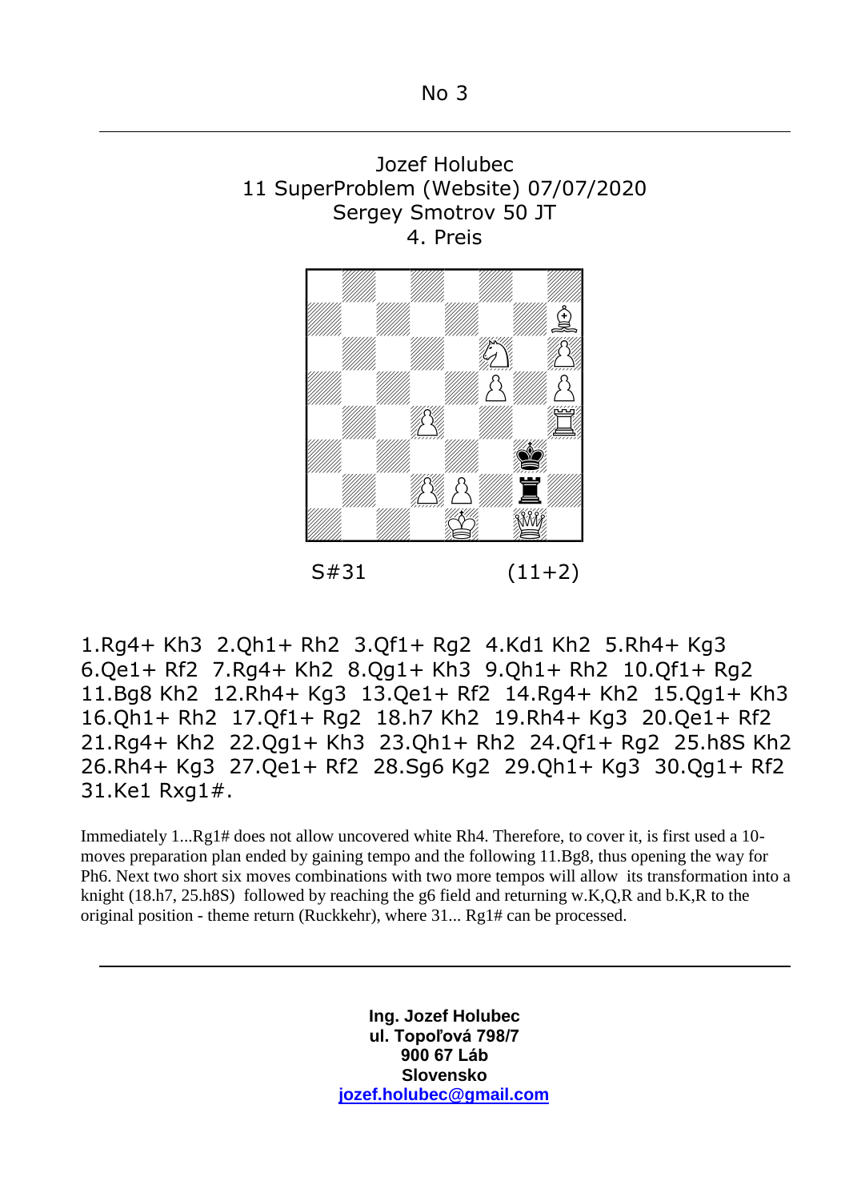No 3

---

Jozef Holubec
11 SuperProblem (Website) 07/07/2020
Sergey Smotrov 50 JT
4. Preis

S#31 (11+2)

1.Rg4+ Kh3 2.Qh1+ Rh2 3.Qf1+ Rg2 4.Kd1 Kh2 5.Rh4+ Kg3 6.Qe1+ Rf2 7.Rg4+ Kh2 8.Qg1+ Kh3 9.Qh1+ Rh2 10.Qf1+ Rg2 11.Bg8 Kh2 12.Rh4+ Kg3 13.Qe1+ Rf2 14.Rg4+ Kh2 15.Qg1+ Kh3 16.Qh1+ Rh2 17.Qf1+ Rg2 18.h7 Kh2 19.Rh4+ Kg3 20.Qe1+ Rf2 21.Rg4+ Kh2 22.Qg1+ Kh3 23.Qh1+ Rh2 24.Qf1+ Rg2 25.h8S Kh2 26.Rh4+ Kg3 27.Qe1+ Rf2 28.Sg6 Kg2 29.Qh1+ Kg3 30.Qg1+ Rf2 31.Ke1 Rxg1#.

Immediately 1...Rg1# does not allow uncovered white Rh4. Therefore, to cover it, is first used a 10-moves preparation plan ended by gaining tempo and the following 11.Bg8, thus opening the way for Ph6. Next two short six moves combinations with two more tempos will allow its transformation into a knight (18.h7, 25.h8S) followed by reaching the g6 field and returning w.K,Q,R and b.K,R to the original position - theme return (Ruckkehr), where 31... Rg1# can be processed.

---

**Ing. Jozef Holubec**
**ul. Topoľová 798/7**
**900 67 Láb**
**Slovensko**
**jozef.holubec@gmail.com**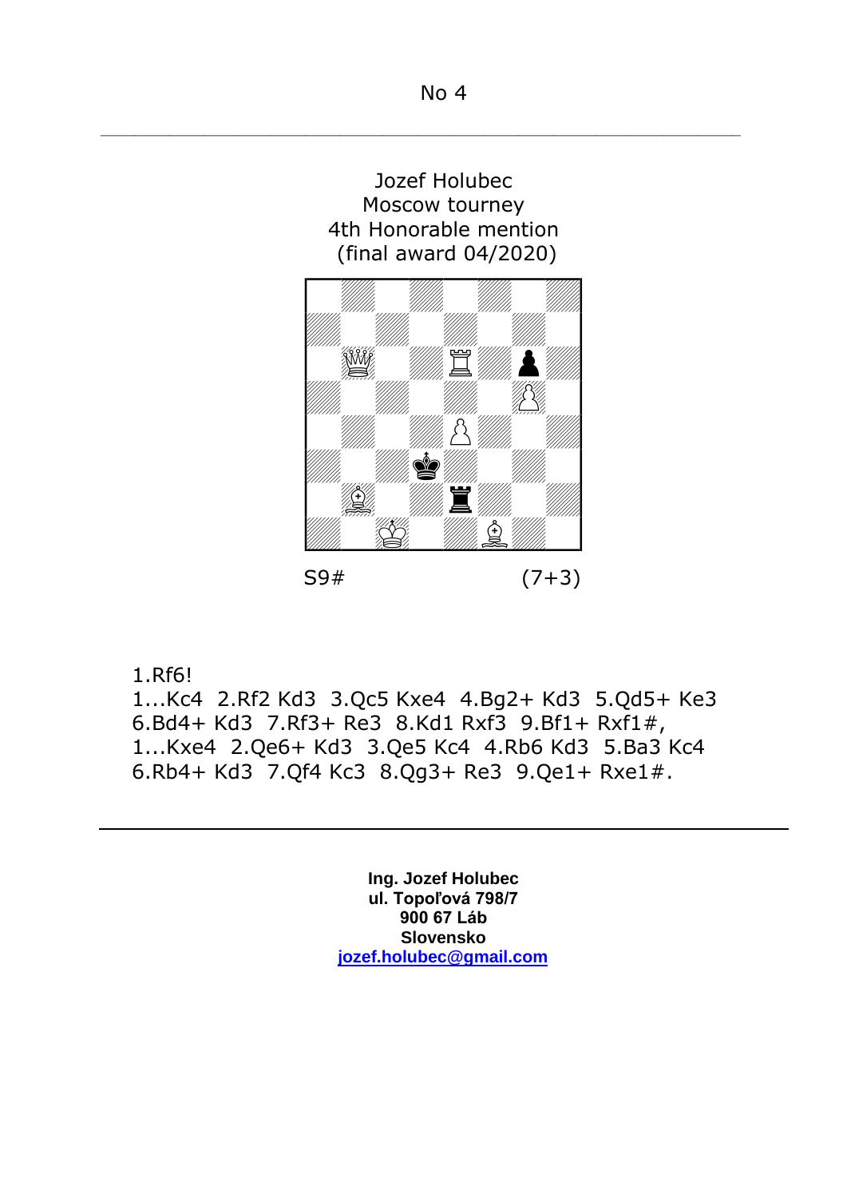No 4

Jozef Holubec
Moscow tourney
4th Honorable mention
(final award 04/2020)

S9# (7+3)

1.Rf6!
1...Kc4 2.Rf2 Kd3 3.Qc5 Kxe4 4.Bg2+ Kd3 5.Qd5+ Ke3 6.Bd4+ Kd3 7.Rf3+ Re3 8.Kd1 Rxf3 9.Bf1+ Rxf1#,
1...Kxe4 2.Qe6+ Kd3 3.Qe5 Kc4 4.Rb6 Kd3 5.Ba3 Kc4 6.Rb4+ Kd3 7.Qf4 Kc3 8.Qg3+ Re3 9.Qe1+ Rxe1#.

---

**Ing. Jozef Holubec**
**ul. Topoľová 798/7**
**900 67 Láb**
**Slovensko**
**jozef.holubec@gmail.com**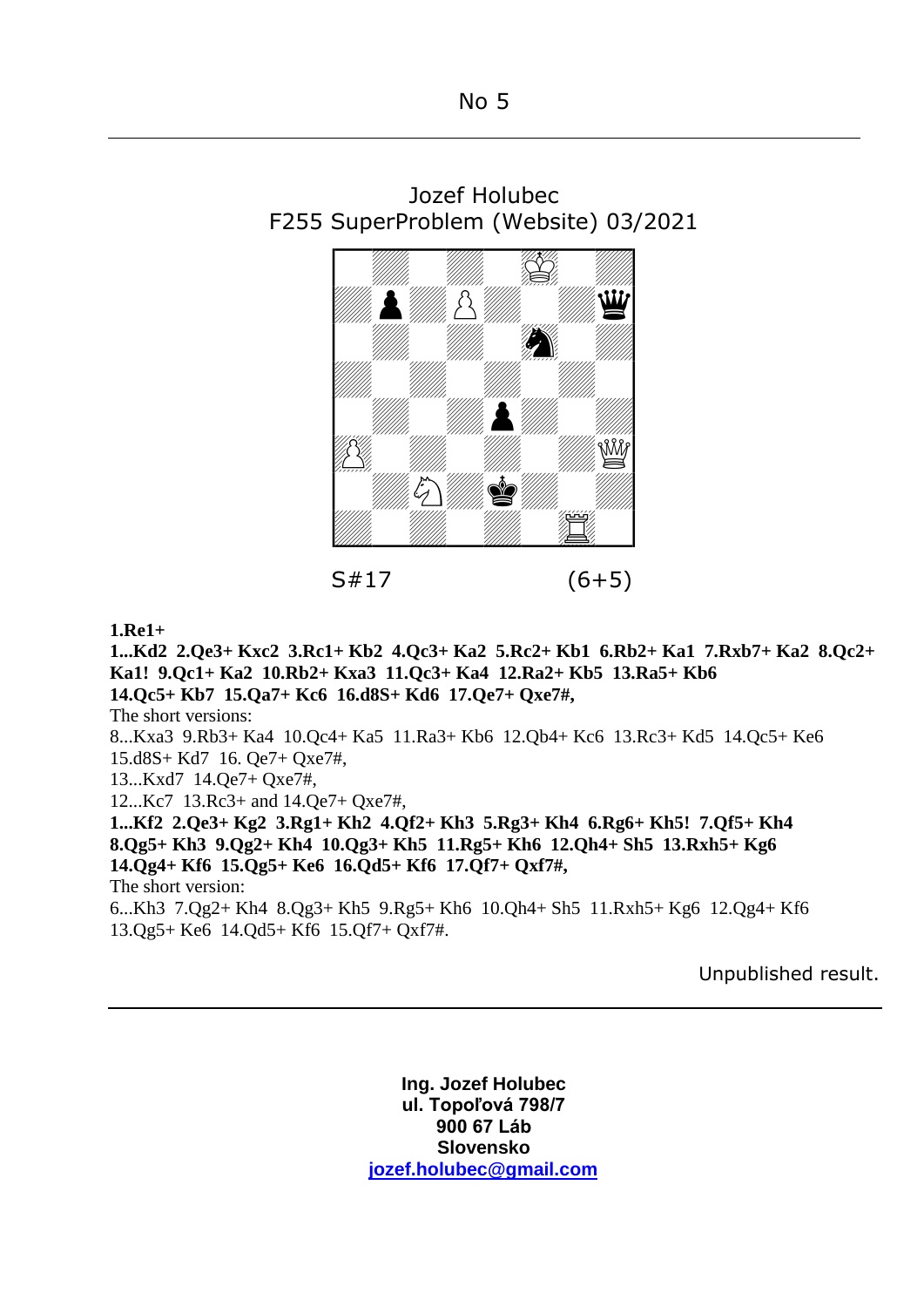No 5

---

Jozef Holubec
F255 SuperProblem (Website) 03/2021

S#17 (6+5)

**1.Re1+**

**1...Kd2 2.Qe3+ Kxc2 3.Rc1+ Kb2 4.Qc3+ Ka2 5.Rc2+ Kb1 6.Rb2+ Ka1 7.Rxb7+ Ka2 8.Qc2+ Ka1! 9.Qc1+ Ka2 10.Rb2+ Kxa3 11.Qc3+ Ka4 12.Ra2+ Kb5 13.Ra5+ Kb6 14.Qc5+ Kb7 15.Qa7+ Kc6 16.d8S+ Kd6 17.Qe7+ Qxe7#,**

The short versions:

8...Kxa3 9.Rb3+ Ka4 10.Qc4+ Ka5 11.Ra3+ Kb6 12.Qb4+ Kc6 13.Rc3+ Kd5 14.Qc5+ Ke6 15.d8S+ Kd7 16. Qe7+ Qxe7#,

13...Kxd7 14.Qe7+ Qxe7#,

12...Kc7 13.Rc3+ and 14.Qe7+ Qxe7#,

**1...Kf2 2.Qe3+ Kg2 3.Rg1+ Kh2 4.Qf2+ Kh3 5.Rg3+ Kh4 6.Rg6+ Kh5! 7.Qf5+ Kh4 8.Qg5+ Kh3 9.Qg2+ Kh4 10.Qg3+ Kh5 11.Rg5+ Kh6 12.Qh4+ Sh5 13.Rxh5+ Kg6 14.Qg4+ Kf6 15.Qg5+ Ke6 16.Qd5+ Kf6 17.Qf7+ Qxf7#,**

The short version:

6...Kh3 7.Qg2+ Kh4 8.Qg3+ Kh5 9.Rg5+ Kh6 10.Qh4+ Sh5 11.Rxh5+ Kg6 12.Qg4+ Kf6 13.Qg5+ Ke6 14.Qd5+ Kf6 15.Qf7+ Qxf7#.

Unpublished result.

---

**Ing. Jozef Holubec**
**ul. Topoľová 798/7**
**900 67 Láb**
**Slovensko**
**jozef.holubec@gmail.com**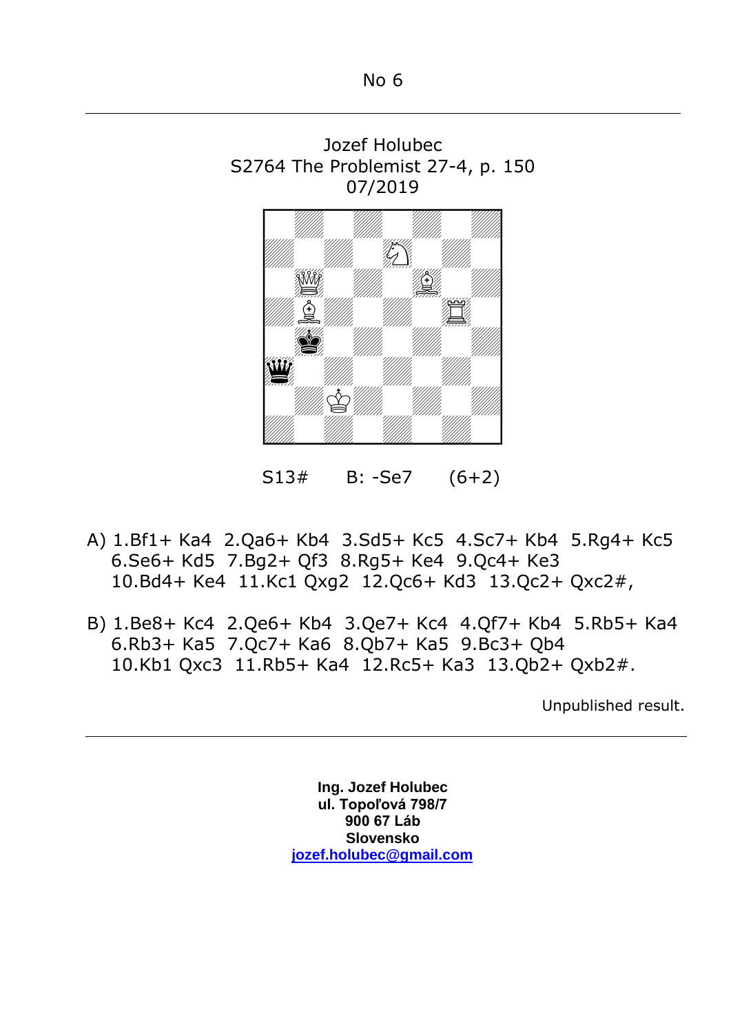No 6

---

Jozef Holubec
S2764 The Problemist 27-4, p. 150
07/2019

S13#      B: -Se7      (6+2)

A) 1.Bf1+ Ka4 2.Qa6+ Kb4 3.Sd5+ Kc5 4.Sc7+ Kb4 5.Rg4+ Kc5 6.Se6+ Kd5 7.Bg2+ Qf3 8.Rg5+ Ke4 9.Qc4+ Ke3 10.Bd4+ Ke4 11.Kc1 Qxg2 12.Qc6+ Kd3 13.Qc2+ Qxc2#,

B) 1.Be8+ Kc4 2.Qe6+ Kb4 3.Qe7+ Kc4 4.Qf7+ Kb4 5.Rb5+ Ka4 6.Rb3+ Ka5 7.Qc7+ Ka6 8.Qb7+ Ka5 9.Bc3+ Qb4 10.Kb1 Qxc3 11.Rb5+ Ka4 12.Rc5+ Ka3 13.Qb2+ Qxb2#.

Unpublished result.

---

**Ing. Jozef Holubec**
**ul. Topoľová 798/7**
**900 67 Láb**
**Slovensko**
**jozef.holubec@gmail.com**